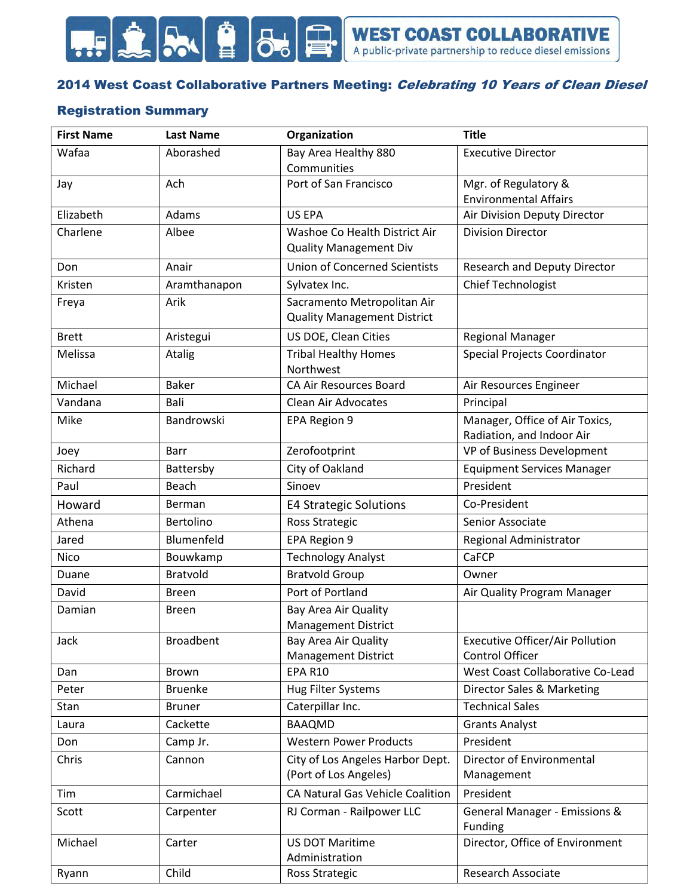**WEST COAST COLLABORATIVE**
A public-private partnership to reduce diesel emissions

## 2014 West Coast Collaborative Partners Meeting: *Celebrating 10 Years of Clean Diesel*

### Registration Summary

| First Name | Last Name | Organization | Title |
|---|---|---|---|
| Wafaa | Aborashed | Bay Area Healthy 880 Communities | Executive Director |
| Jay | Ach | Port of San Francisco | Mgr. of Regulatory & Environmental Affairs |
| Elizabeth | Adams | US EPA | Air Division Deputy Director |
| Charlene | Albee | Washoe Co Health District Air Quality Management Div | Division Director |
| Don | Anair | Union of Concerned Scientists | Research and Deputy Director |
| Kristen | Aramthanapon | Sylvatex Inc. | Chief Technologist |
| Freya | Arik | Sacramento Metropolitan Air Quality Management District | |
| Brett | Aristegui | US DOE, Clean Cities | Regional Manager |
| Melissa | Atalig | Tribal Healthy Homes Northwest | Special Projects Coordinator |
| Michael | Baker | CA Air Resources Board | Air Resources Engineer |
| Vandana | Bali | Clean Air Advocates | Principal |
| Mike | Bandrowski | EPA Region 9 | Manager, Office of Air Toxics, Radiation, and Indoor Air |
| Joey | Barr | Zerofootprint | VP of Business Development |
| Richard | Battersby | City of Oakland | Equipment Services Manager |
| Paul | Beach | Sinoev | President |
| Howard | Berman | E4 Strategic Solutions | Co-President |
| Athena | Bertolino | Ross Strategic | Senior Associate |
| Jared | Blumenfeld | EPA Region 9 | Regional Administrator |
| Nico | Bouwkamp | Technology Analyst | CaFCP |
| Duane | Bratvold | Bratvold Group | Owner |
| David | Breen | Port of Portland | Air Quality Program Manager |
| Damian | Breen | Bay Area Air Quality Management District | |
| Jack | Broadbent | Bay Area Air Quality Management District | Executive Officer/Air Pollution Control Officer |
| Dan | Brown | EPA R10 | West Coast Collaborative Co-Lead |
| Peter | Bruenke | Hug Filter Systems | Director Sales & Marketing |
| Stan | Bruner | Caterpillar Inc. | Technical Sales |
| Laura | Cackette | BAAQMD | Grants Analyst |
| Don | Camp Jr. | Western Power Products | President |
| Chris | Cannon | City of Los Angeles Harbor Dept. (Port of Los Angeles) | Director of Environmental Management |
| Tim | Carmichael | CA Natural Gas Vehicle Coalition | President |
| Scott | Carpenter | RJ Corman - Railpower LLC | General Manager - Emissions & Funding |
| Michael | Carter | US DOT Maritime Administration | Director, Office of Environment |
| Ryann | Child | Ross Strategic | Research Associate |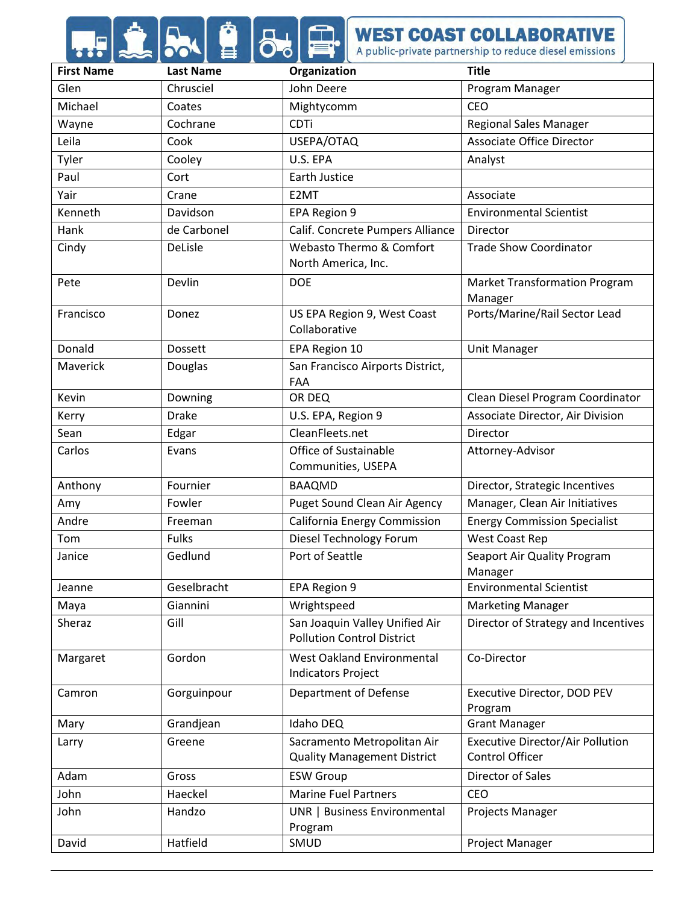| First Name | Last Name | Organization | Title |
| --- | --- | --- | --- |
| Glen | Chrusciel | John Deere | Program Manager |
| Michael | Coates | Mightycomm | CEO |
| Wayne | Cochrane | CDTi | Regional Sales Manager |
| Leila | Cook | USEPA/OTAQ | Associate Office Director |
| Tyler | Cooley | U.S. EPA | Analyst |
| Paul | Cort | Earth Justice | |
| Yair | Crane | E2MT | Associate |
| Kenneth | Davidson | EPA Region 9 | Environmental Scientist |
| Hank | de Carbonel | Calif. Concrete Pumpers Alliance | Director |
| Cindy | DeLisle | Webasto Thermo & Comfort North America, Inc. | Trade Show Coordinator |
| Pete | Devlin | DOE | Market Transformation Program Manager |
| Francisco | Donez | US EPA Region 9, West Coast Collaborative | Ports/Marine/Rail Sector Lead |
| Donald | Dossett | EPA Region 10 | Unit Manager |
| Maverick | Douglas | San Francisco Airports District, FAA | |
| Kevin | Downing | OR DEQ | Clean Diesel Program Coordinator |
| Kerry | Drake | U.S. EPA, Region 9 | Associate Director, Air Division |
| Sean | Edgar | CleanFleets.net | Director |
| Carlos | Evans | Office of Sustainable Communities, USEPA | Attorney-Advisor |
| Anthony | Fournier | BAAQMD | Director, Strategic Incentives |
| Amy | Fowler | Puget Sound Clean Air Agency | Manager, Clean Air Initiatives |
| Andre | Freeman | California Energy Commission | Energy Commission Specialist |
| Tom | Fulks | Diesel Technology Forum | West Coast Rep |
| Janice | Gedlund | Port of Seattle | Seaport Air Quality Program Manager |
| Jeanne | Geselbracht | EPA Region 9 | Environmental Scientist |
| Maya | Giannini | Wrightspeed | Marketing Manager |
| Sheraz | Gill | San Joaquin Valley Unified Air Pollution Control District | Director of Strategy and Incentives |
| Margaret | Gordon | West Oakland Environmental Indicators Project | Co-Director |
| Camron | Gorguinpour | Department of Defense | Executive Director, DOD PEV Program |
| Mary | Grandjean | Idaho DEQ | Grant Manager |
| Larry | Greene | Sacramento Metropolitan Air Quality Management District | Executive Director/Air Pollution Control Officer |
| Adam | Gross | ESW Group | Director of Sales |
| John | Haeckel | Marine Fuel Partners | CEO |
| John | Handzo | UNR \| Business Environmental Program | Projects Manager |
| David | Hatfield | SMUD | Project Manager |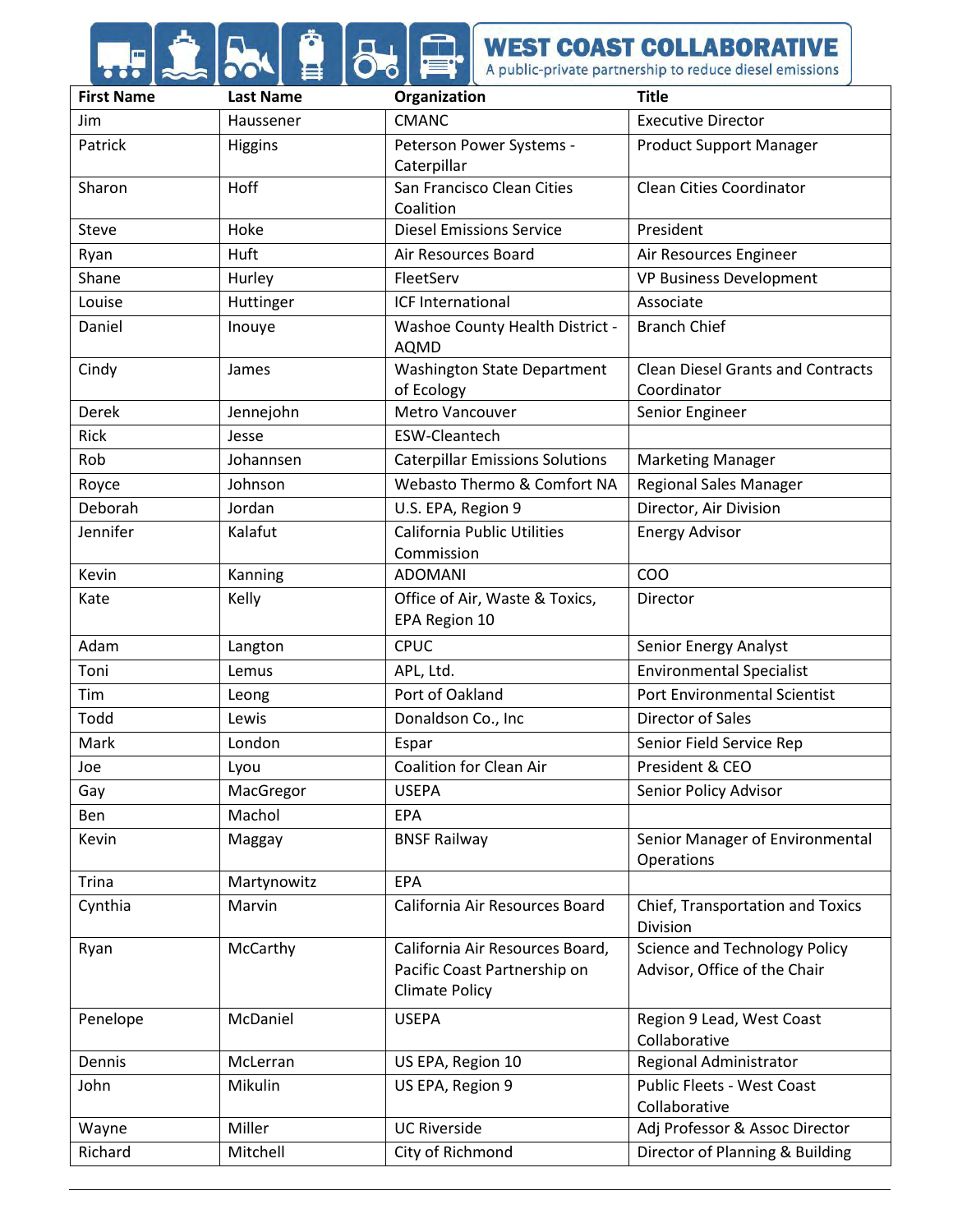| First Name | Last Name | Organization | Title |
|---|---|---|---|
| Jim | Haussener | CMANC | Executive Director |
| Patrick | Higgins | Peterson Power Systems - Caterpillar | Product Support Manager |
| Sharon | Hoff | San Francisco Clean Cities Coalition | Clean Cities Coordinator |
| Steve | Hoke | Diesel Emissions Service | President |
| Ryan | Huft | Air Resources Board | Air Resources Engineer |
| Shane | Hurley | FleetServ | VP Business Development |
| Louise | Huttinger | ICF International | Associate |
| Daniel | Inouye | Washoe County Health District - AQMD | Branch Chief |
| Cindy | James | Washington State Department of Ecology | Clean Diesel Grants and Contracts Coordinator |
| Derek | Jennejohn | Metro Vancouver | Senior Engineer |
| Rick | Jesse | ESW-Cleantech | |
| Rob | Johannsen | Caterpillar Emissions Solutions | Marketing Manager |
| Royce | Johnson | Webasto Thermo & Comfort NA | Regional Sales Manager |
| Deborah | Jordan | U.S. EPA, Region 9 | Director, Air Division |
| Jennifer | Kalafut | California Public Utilities Commission | Energy Advisor |
| Kevin | Kanning | ADOMANI | COO |
| Kate | Kelly | Office of Air, Waste & Toxics, EPA Region 10 | Director |
| Adam | Langton | CPUC | Senior Energy Analyst |
| Toni | Lemus | APL, Ltd. | Environmental Specialist |
| Tim | Leong | Port of Oakland | Port Environmental Scientist |
| Todd | Lewis | Donaldson Co., Inc | Director of Sales |
| Mark | London | Espar | Senior Field Service Rep |
| Joe | Lyou | Coalition for Clean Air | President & CEO |
| Gay | MacGregor | USEPA | Senior Policy Advisor |
| Ben | Machol | EPA | |
| Kevin | Maggay | BNSF Railway | Senior Manager of Environmental Operations |
| Trina | Martynowitz | EPA | |
| Cynthia | Marvin | California Air Resources Board | Chief, Transportation and Toxics Division |
| Ryan | McCarthy | California Air Resources Board, Pacific Coast Partnership on Climate Policy | Science and Technology Policy Advisor, Office of the Chair |
| Penelope | McDaniel | USEPA | Region 9 Lead, West Coast Collaborative |
| Dennis | McLerran | US EPA, Region 10 | Regional Administrator |
| John | Mikulin | US EPA, Region 9 | Public Fleets - West Coast Collaborative |
| Wayne | Miller | UC Riverside | Adj Professor & Assoc Director |
| Richard | Mitchell | City of Richmond | Director of Planning & Building |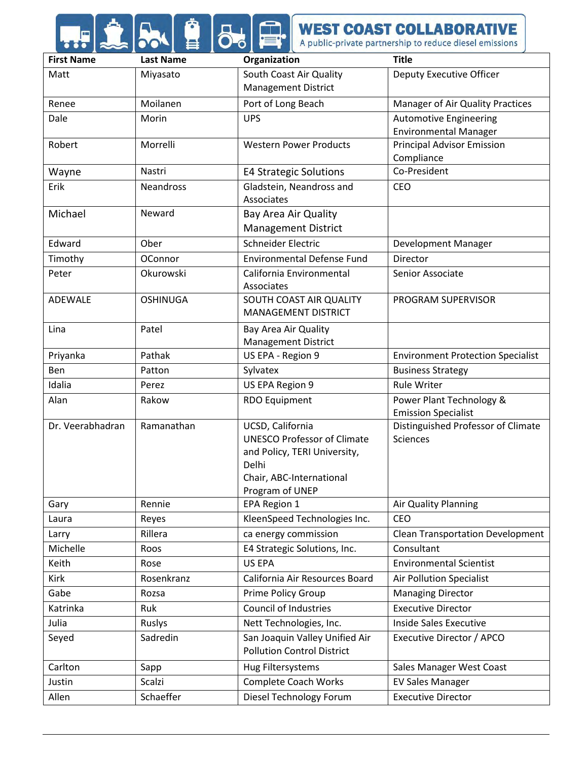| First Name | Last Name | Organization | Title |
| --- | --- | --- | --- |
| Matt | Miyasato | South Coast Air Quality Management District | Deputy Executive Officer |
| Renee | Moilanen | Port of Long Beach | Manager of Air Quality Practices |
| Dale | Morin | UPS | Automotive Engineering Environmental Manager |
| Robert | Morrelli | Western Power Products | Principal Advisor Emission Compliance |
| Wayne | Nastri | E4 Strategic Solutions | Co-President |
| Erik | Neandross | Gladstein, Neandross and Associates | CEO |
| Michael | Neward | Bay Area Air Quality Management District | |
| Edward | Ober | Schneider Electric | Development Manager |
| Timothy | OConnor | Environmental Defense Fund | Director |
| Peter | Okurowski | California Environmental Associates | Senior Associate |
| ADEWALE | OSHINUGA | SOUTH COAST AIR QUALITY MANAGEMENT DISTRICT | PROGRAM SUPERVISOR |
| Lina | Patel | Bay Area Air Quality Management District | |
| Priyanka | Pathak | US EPA - Region 9 | Environment Protection Specialist |
| Ben | Patton | Sylvatex | Business Strategy |
| Idalia | Perez | US EPA Region 9 | Rule Writer |
| Alan | Rakow | RDO Equipment | Power Plant Technology & Emission Specialist |
| Dr. Veerabhadran | Ramanathan | UCSD, California UNESCO Professor of Climate and Policy, TERI University, Delhi Chair, ABC-International Program of UNEP | Distinguished Professor of Climate Sciences |
| Gary | Rennie | EPA Region 1 | Air Quality Planning |
| Laura | Reyes | KleenSpeed Technologies Inc. | CEO |
| Larry | Rillera | ca energy commission | Clean Transportation Development |
| Michelle | Roos | E4 Strategic Solutions, Inc. | Consultant |
| Keith | Rose | US EPA | Environmental Scientist |
| Kirk | Rosenkranz | California Air Resources Board | Air Pollution Specialist |
| Gabe | Rozsa | Prime Policy Group | Managing Director |
| Katrinka | Ruk | Council of Industries | Executive Director |
| Julia | Ruslys | Nett Technologies, Inc. | Inside Sales Executive |
| Seyed | Sadredin | San Joaquin Valley Unified Air Pollution Control District | Executive Director / APCO |
| Carlton | Sapp | Hug Filtersystems | Sales Manager West Coast |
| Justin | Scalzi | Complete Coach Works | EV Sales Manager |
| Allen | Schaeffer | Diesel Technology Forum | Executive Director |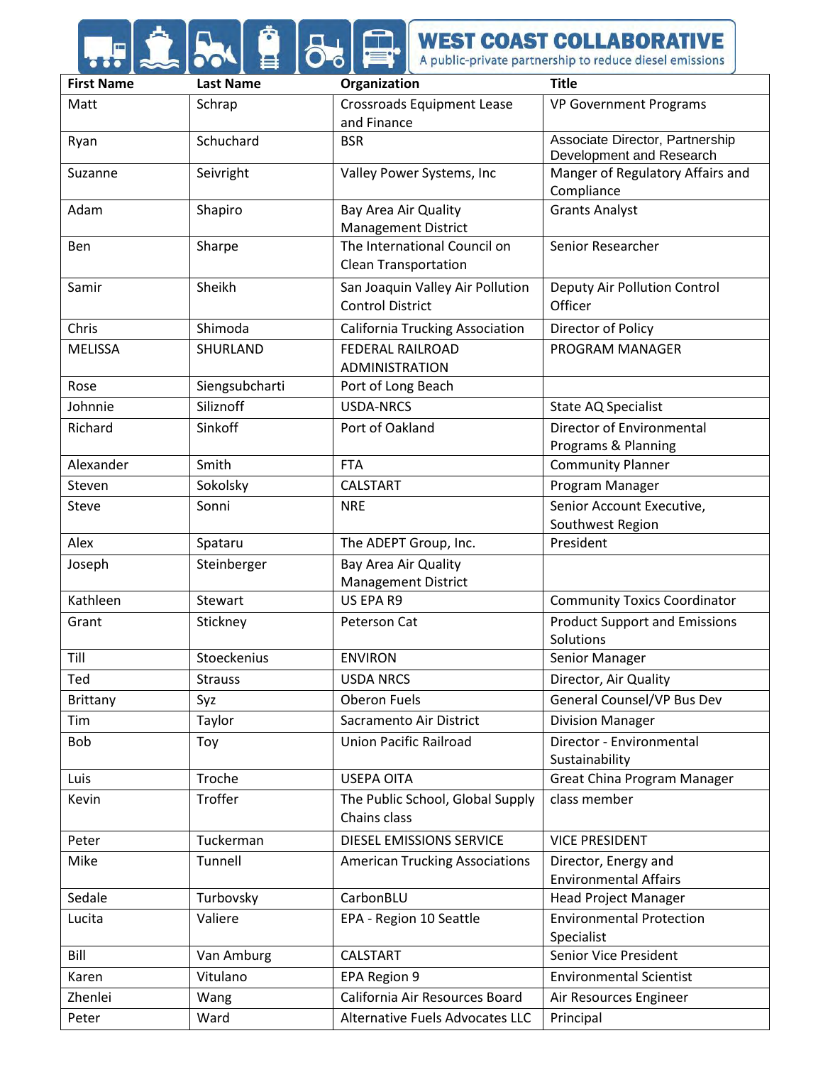| First Name | Last Name | Organization | Title |
| --- | --- | --- | --- |
| Matt | Schrap | Crossroads Equipment Lease and Finance | VP Government Programs |
| Ryan | Schuchard | BSR | Associate Director, Partnership Development and Research |
| Suzanne | Seivright | Valley Power Systems, Inc | Manger of Regulatory Affairs and Compliance |
| Adam | Shapiro | Bay Area Air Quality Management District | Grants Analyst |
| Ben | Sharpe | The International Council on Clean Transportation | Senior Researcher |
| Samir | Sheikh | San Joaquin Valley Air Pollution Control District | Deputy Air Pollution Control Officer |
| Chris | Shimoda | California Trucking Association | Director of Policy |
| MELISSA | SHURLAND | FEDERAL RAILROAD ADMINISTRATION | PROGRAM MANAGER |
| Rose | Siengsubcharti | Port of Long Beach | |
| Johnnie | Siliznoff | USDA-NRCS | State AQ Specialist |
| Richard | Sinkoff | Port of Oakland | Director of Environmental Programs & Planning |
| Alexander | Smith | FTA | Community Planner |
| Steven | Sokolsky | CALSTART | Program Manager |
| Steve | Sonni | NRE | Senior Account Executive, Southwest Region |
| Alex | Spataru | The ADEPT Group, Inc. | President |
| Joseph | Steinberger | Bay Area Air Quality Management District | |
| Kathleen | Stewart | US EPA R9 | Community Toxics Coordinator |
| Grant | Stickney | Peterson Cat | Product Support and Emissions Solutions |
| Till | Stoeckenius | ENVIRON | Senior Manager |
| Ted | Strauss | USDA NRCS | Director, Air Quality |
| Brittany | Syz | Oberon Fuels | General Counsel/VP Bus Dev |
| Tim | Taylor | Sacramento Air District | Division Manager |
| Bob | Toy | Union Pacific Railroad | Director - Environmental Sustainability |
| Luis | Troche | USEPA OITA | Great China Program Manager |
| Kevin | Troffer | The Public School, Global Supply Chains class | class member |
| Peter | Tuckerman | DIESEL EMISSIONS SERVICE | VICE PRESIDENT |
| Mike | Tunnell | American Trucking Associations | Director, Energy and Environmental Affairs |
| Sedale | Turbovsky | CarbonBLU | Head Project Manager |
| Lucita | Valiere | EPA - Region 10 Seattle | Environmental Protection Specialist |
| Bill | Van Amburg | CALSTART | Senior Vice President |
| Karen | Vitulano | EPA Region 9 | Environmental Scientist |
| Zhenlei | Wang | California Air Resources Board | Air Resources Engineer |
| Peter | Ward | Alternative Fuels Advocates LLC | Principal |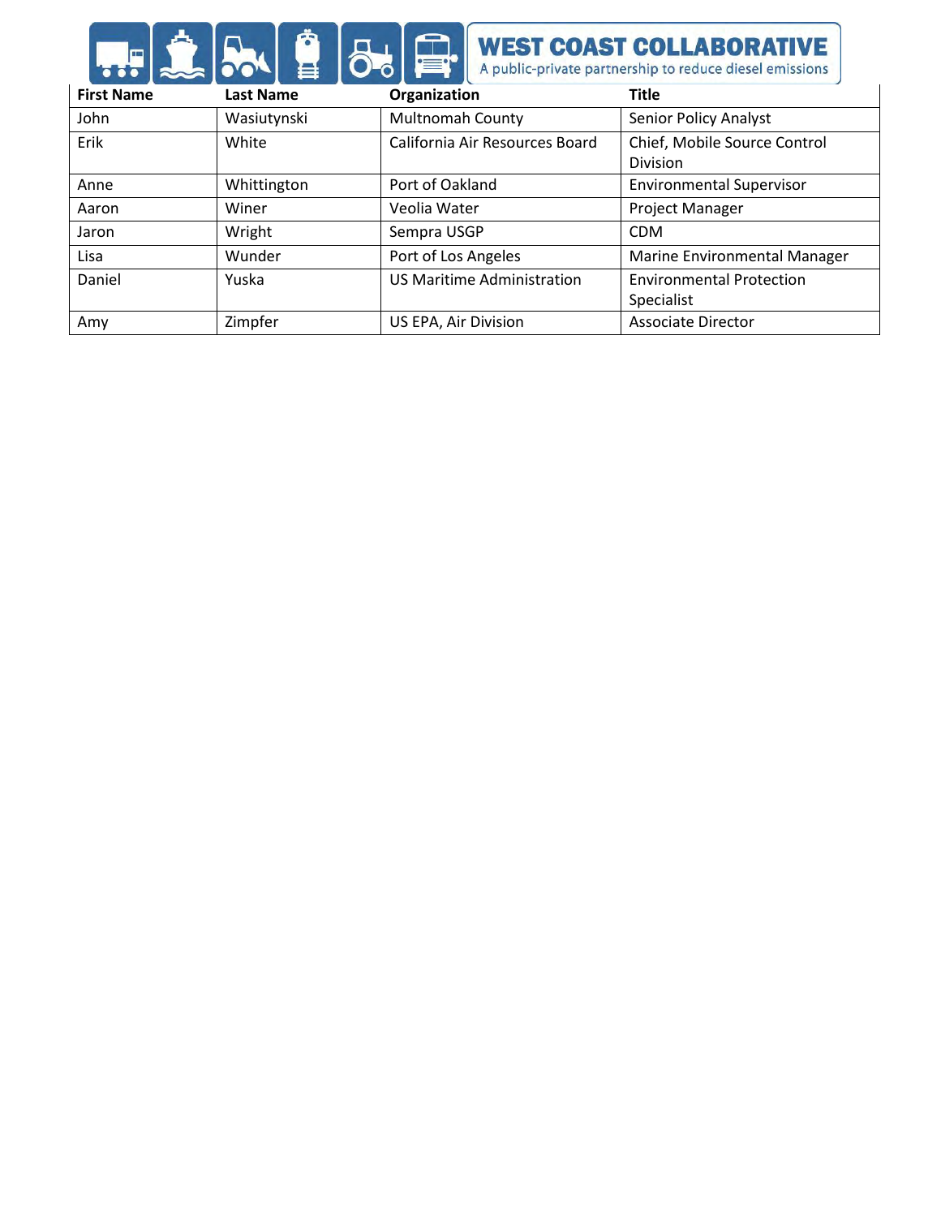| First Name | Last Name | Organization | Title |
| --- | --- | --- | --- |
| John | Wasiutynski | Multnomah County | Senior Policy Analyst |
| Erik | White | California Air Resources Board | Chief, Mobile Source Control Division |
| Anne | Whittington | Port of Oakland | Environmental Supervisor |
| Aaron | Winer | Veolia Water | Project Manager |
| Jaron | Wright | Sempra USGP | CDM |
| Lisa | Wunder | Port of Los Angeles | Marine Environmental Manager |
| Daniel | Yuska | US Maritime Administration | Environmental Protection Specialist |
| Amy | Zimpfer | US EPA, Air Division | Associate Director |